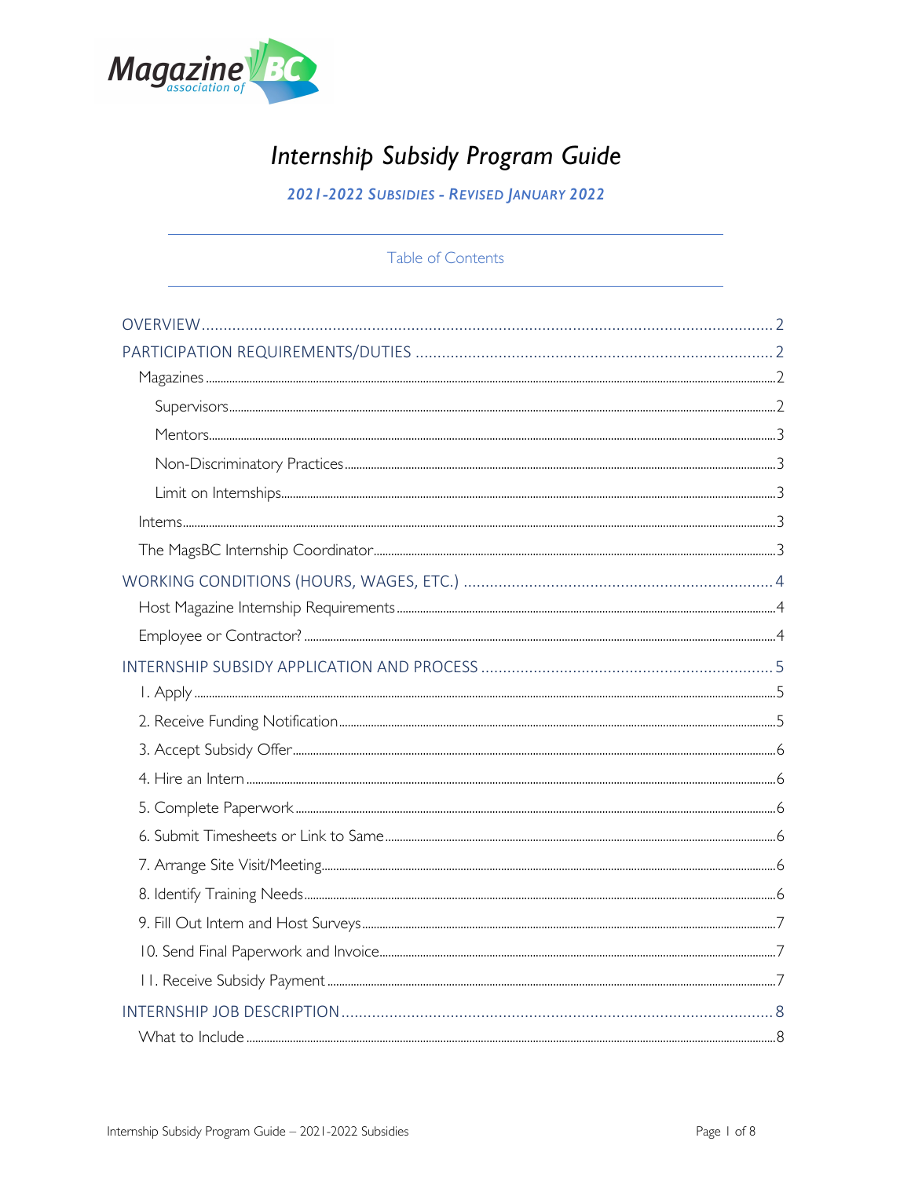# Internship Subsidy Program Guide

***2021-2022 Subsidies - Revised January 2022***

Table of Contents

- OVERVIEW ........ 2
- PARTICIPATION REQUIREMENTS/DUTIES ........ 2
  - Magazines ........ 2
    - Supervisors ........ 2
    - Mentors ........ 3
    - Non-Discriminatory Practices ........ 3
    - Limit on Internships ........ 3
  - Interns ........ 3
  - The MagsBC Internship Coordinator ........ 3
- WORKING CONDITIONS (HOURS, WAGES, ETC.) ........ 4
  - Host Magazine Internship Requirements ........ 4
  - Employee or Contractor? ........ 4
- INTERNSHIP SUBSIDY APPLICATION AND PROCESS ........ 5
  - 1. Apply ........ 5
  - 2. Receive Funding Notification ........ 5
  - 3. Accept Subsidy Offer ........ 6
  - 4. Hire an Intern ........ 6
  - 5. Complete Paperwork ........ 6
  - 6. Submit Timesheets or Link to Same ........ 6
  - 7. Arrange Site Visit/Meeting ........ 6
  - 8. Identify Training Needs ........ 6
  - 9. Fill Out Intern and Host Surveys ........ 7
  - 10. Send Final Paperwork and Invoice ........ 7
  - 11. Receive Subsidy Payment ........ 7
- INTERNSHIP JOB DESCRIPTION ........ 8
  - What to Include ........ 8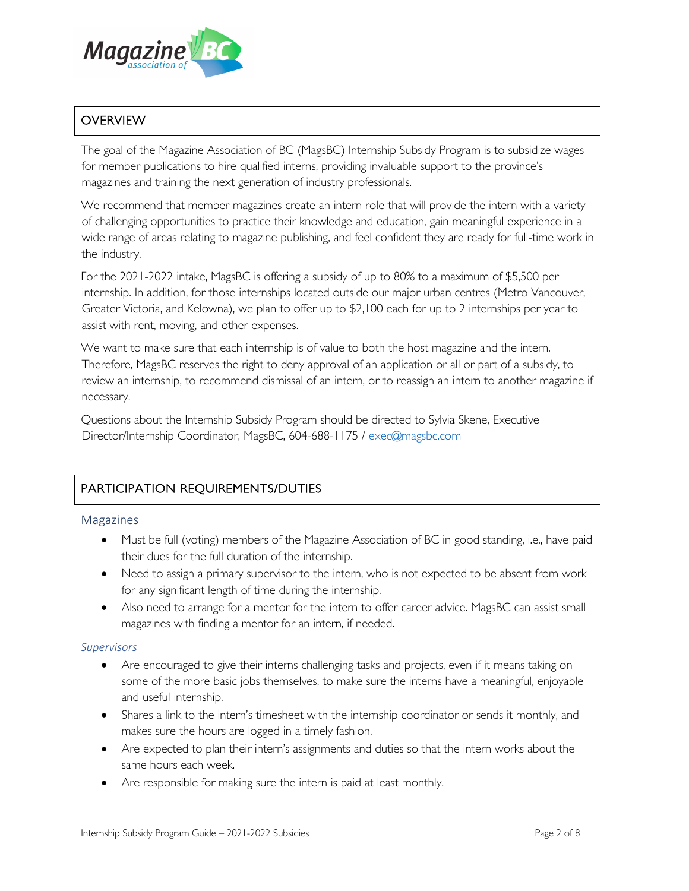## OVERVIEW

The goal of the Magazine Association of BC (MagsBC) Internship Subsidy Program is to subsidize wages for member publications to hire qualified interns, providing invaluable support to the province's magazines and training the next generation of industry professionals.

We recommend that member magazines create an intern role that will provide the intern with a variety of challenging opportunities to practice their knowledge and education, gain meaningful experience in a wide range of areas relating to magazine publishing, and feel confident they are ready for full-time work in the industry.

For the 2021-2022 intake, MagsBC is offering a subsidy of up to 80% to a maximum of $5,500 per internship. In addition, for those internships located outside our major urban centres (Metro Vancouver, Greater Victoria, and Kelowna), we plan to offer up to $2,100 each for up to 2 internships per year to assist with rent, moving, and other expenses.

We want to make sure that each internship is of value to both the host magazine and the intern. Therefore, MagsBC reserves the right to deny approval of an application or all or part of a subsidy, to review an internship, to recommend dismissal of an intern, or to reassign an intern to another magazine if necessary.

Questions about the Internship Subsidy Program should be directed to Sylvia Skene, Executive Director/Internship Coordinator, MagsBC, 604-688-1175 / exec@magsbc.com

## PARTICIPATION REQUIREMENTS/DUTIES

### Magazines

- Must be full (voting) members of the Magazine Association of BC in good standing, i.e., have paid their dues for the full duration of the internship.
- Need to assign a primary supervisor to the intern, who is not expected to be absent from work for any significant length of time during the internship.
- Also need to arrange for a mentor for the intern to offer career advice. MagsBC can assist small magazines with finding a mentor for an intern, if needed.

#### *Supervisors*

- Are encouraged to give their interns challenging tasks and projects, even if it means taking on some of the more basic jobs themselves, to make sure the interns have a meaningful, enjoyable and useful internship.
- Shares a link to the intern's timesheet with the internship coordinator or sends it monthly, and makes sure the hours are logged in a timely fashion.
- Are expected to plan their intern's assignments and duties so that the intern works about the same hours each week.
- Are responsible for making sure the intern is paid at least monthly.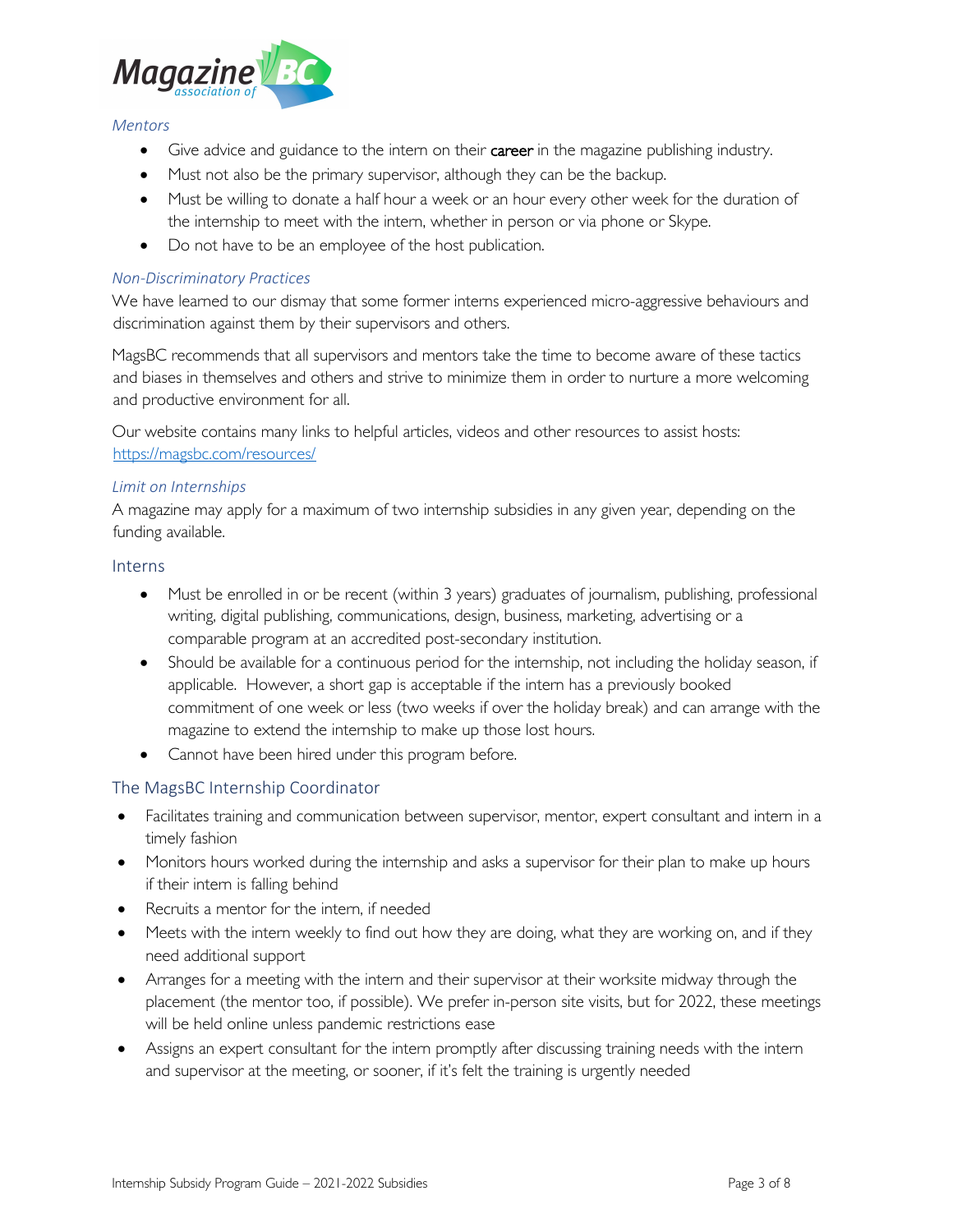*Mentors*

- Give advice and guidance to the intern on their career in the magazine publishing industry.
- Must not also be the primary supervisor, although they can be the backup.
- Must be willing to donate a half hour a week or an hour every other week for the duration of the internship to meet with the intern, whether in person or via phone or Skype.
- Do not have to be an employee of the host publication.

*Non-Discriminatory Practices*

We have learned to our dismay that some former interns experienced micro-aggressive behaviours and discrimination against them by their supervisors and others.

MagsBC recommends that all supervisors and mentors take the time to become aware of these tactics and biases in themselves and others and strive to minimize them in order to nurture a more welcoming and productive environment for all.

Our website contains many links to helpful articles, videos and other resources to assist hosts: https://magsbc.com/resources/

*Limit on Internships*

A magazine may apply for a maximum of two internship subsidies in any given year, depending on the funding available.

## Interns

- Must be enrolled in or be recent (within 3 years) graduates of journalism, publishing, professional writing, digital publishing, communications, design, business, marketing, advertising or a comparable program at an accredited post-secondary institution.
- Should be available for a continuous period for the internship, not including the holiday season, if applicable. However, a short gap is acceptable if the intern has a previously booked commitment of one week or less (two weeks if over the holiday break) and can arrange with the magazine to extend the internship to make up those lost hours.
- Cannot have been hired under this program before.

## The MagsBC Internship Coordinator

- Facilitates training and communication between supervisor, mentor, expert consultant and intern in a timely fashion
- Monitors hours worked during the internship and asks a supervisor for their plan to make up hours if their intern is falling behind
- Recruits a mentor for the intern, if needed
- Meets with the intern weekly to find out how they are doing, what they are working on, and if they need additional support
- Arranges for a meeting with the intern and their supervisor at their worksite midway through the placement (the mentor too, if possible). We prefer in-person site visits, but for 2022, these meetings will be held online unless pandemic restrictions ease
- Assigns an expert consultant for the intern promptly after discussing training needs with the intern and supervisor at the meeting, or sooner, if it's felt the training is urgently needed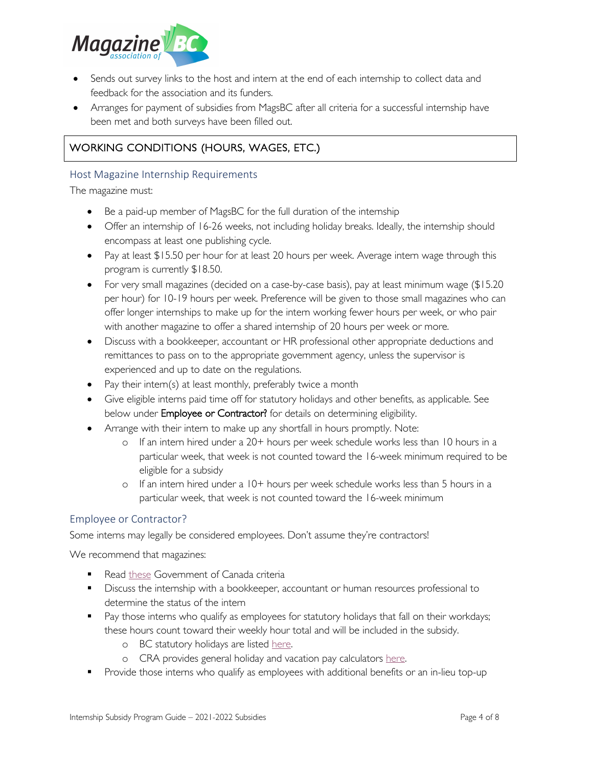- Sends out survey links to the host and intern at the end of each internship to collect data and feedback for the association and its funders.
- Arranges for payment of subsidies from MagsBC after all criteria for a successful internship have been met and both surveys have been filled out.

## WORKING CONDITIONS (HOURS, WAGES, ETC.)

### Host Magazine Internship Requirements

The magazine must:

- Be a paid-up member of MagsBC for the full duration of the internship
- Offer an internship of 16-26 weeks, not including holiday breaks. Ideally, the internship should encompass at least one publishing cycle.
- Pay at least $15.50 per hour for at least 20 hours per week. Average intern wage through this program is currently $18.50.
- For very small magazines (decided on a case-by-case basis), pay at least minimum wage ($15.20 per hour) for 10-19 hours per week. Preference will be given to those small magazines who can offer longer internships to make up for the intern working fewer hours per week, or who pair with another magazine to offer a shared internship of 20 hours per week or more.
- Discuss with a bookkeeper, accountant or HR professional other appropriate deductions and remittances to pass on to the appropriate government agency, unless the supervisor is experienced and up to date on the regulations.
- Pay their intern(s) at least monthly, preferably twice a month
- Give eligible interns paid time off for statutory holidays and other benefits, as applicable. See below under **Employee or Contractor?** for details on determining eligibility.
- Arrange with their intern to make up any shortfall in hours promptly. Note:
  - If an intern hired under a 20+ hours per week schedule works less than 10 hours in a particular week, that week is not counted toward the 16-week minimum required to be eligible for a subsidy
  - If an intern hired under a 10+ hours per week schedule works less than 5 hours in a particular week, that week is not counted toward the 16-week minimum

### Employee or Contractor?

Some interns may legally be considered employees. Don't assume they're contractors!

We recommend that magazines:

- Read these Government of Canada criteria
- Discuss the internship with a bookkeeper, accountant or human resources professional to determine the status of the intern
- Pay those interns who qualify as employees for statutory holidays that fall on their workdays; these hours count toward their weekly hour total and will be included in the subsidy.
  - BC statutory holidays are listed here.
  - CRA provides general holiday and vacation pay calculators here.
- Provide those interns who qualify as employees with additional benefits or an in-lieu top-up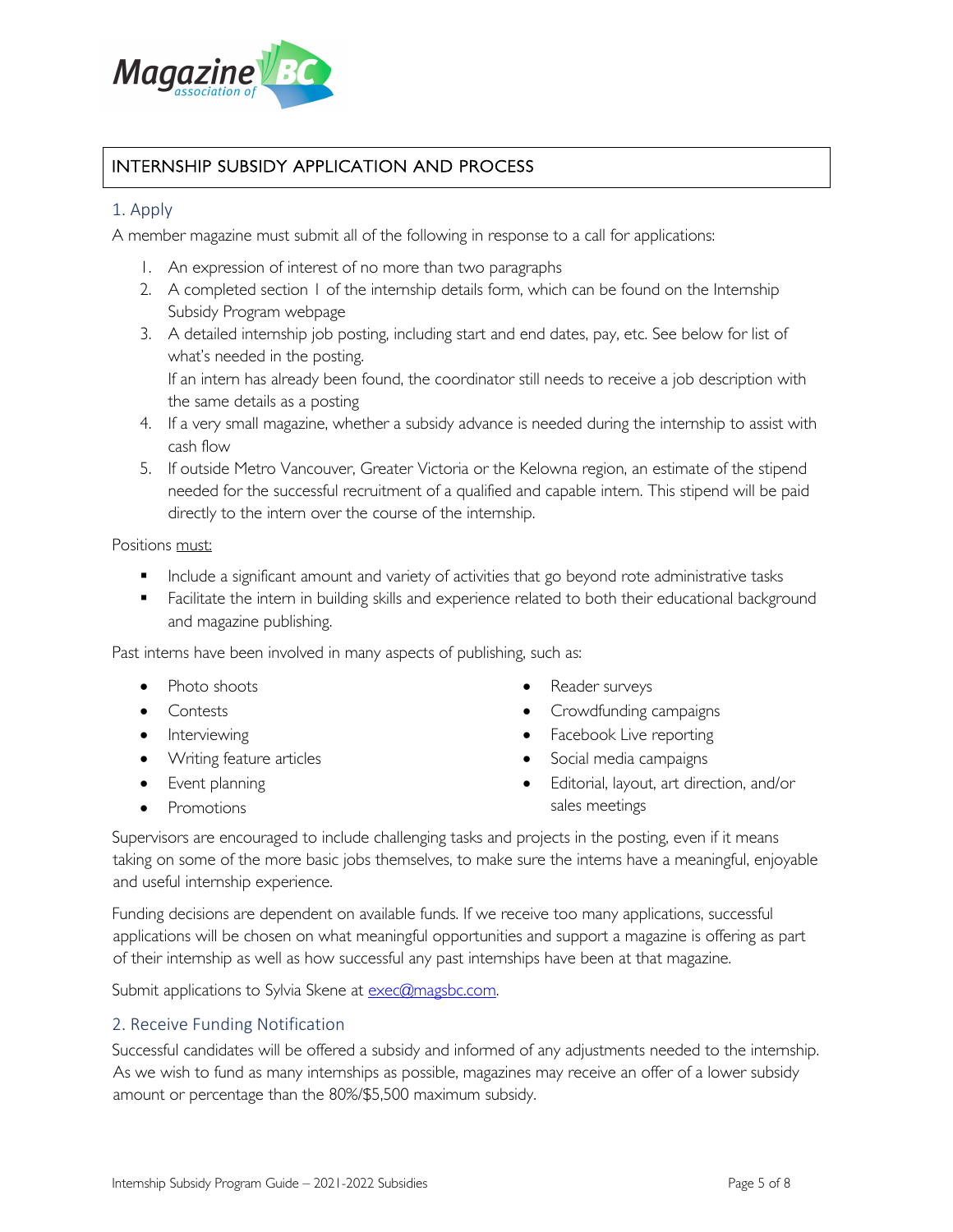## INTERNSHIP SUBSIDY APPLICATION AND PROCESS

### 1. Apply

A member magazine must submit all of the following in response to a call for applications:

1. An expression of interest of no more than two paragraphs
2. A completed section 1 of the internship details form, which can be found on the Internship Subsidy Program webpage
3. A detailed internship job posting, including start and end dates, pay, etc. See below for list of what's needed in the posting.
   If an intern has already been found, the coordinator still needs to receive a job description with the same details as a posting
4. If a very small magazine, whether a subsidy advance is needed during the internship to assist with cash flow
5. If outside Metro Vancouver, Greater Victoria or the Kelowna region, an estimate of the stipend needed for the successful recruitment of a qualified and capable intern. This stipend will be paid directly to the intern over the course of the internship.

Positions must:

- Include a significant amount and variety of activities that go beyond rote administrative tasks
- Facilitate the intern in building skills and experience related to both their educational background and magazine publishing.

Past interns have been involved in many aspects of publishing, such as:

- Photo shoots
- Contests
- Interviewing
- Writing feature articles
- Event planning
- Promotions
- Reader surveys
- Crowdfunding campaigns
- Facebook Live reporting
- Social media campaigns
- Editorial, layout, art direction, and/or sales meetings

Supervisors are encouraged to include challenging tasks and projects in the posting, even if it means taking on some of the more basic jobs themselves, to make sure the interns have a meaningful, enjoyable and useful internship experience.

Funding decisions are dependent on available funds. If we receive too many applications, successful applications will be chosen on what meaningful opportunities and support a magazine is offering as part of their internship as well as how successful any past internships have been at that magazine.

Submit applications to Sylvia Skene at exec@magsbc.com.

### 2. Receive Funding Notification

Successful candidates will be offered a subsidy and informed of any adjustments needed to the internship. As we wish to fund as many internships as possible, magazines may receive an offer of a lower subsidy amount or percentage than the 80%/$5,500 maximum subsidy.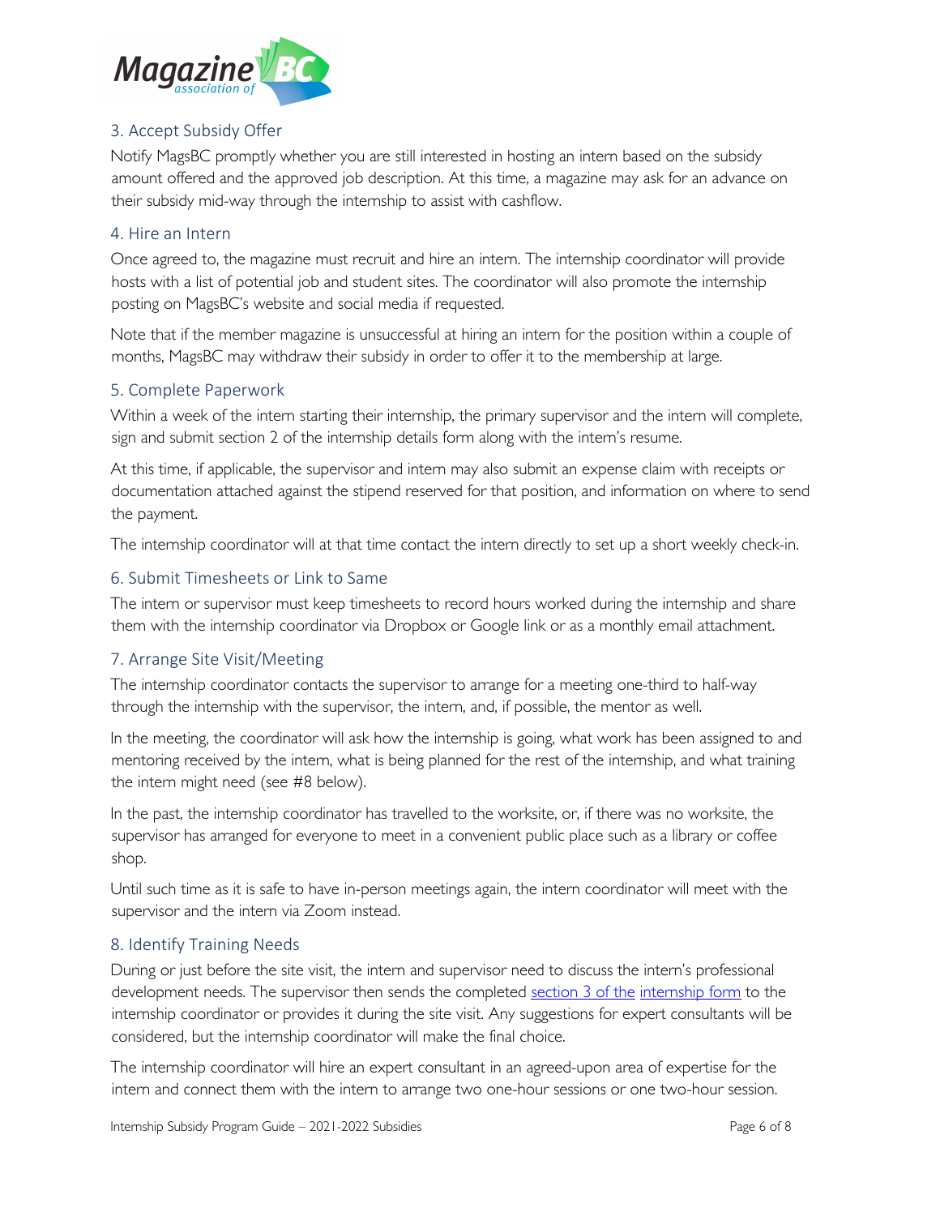### 3. Accept Subsidy Offer

Notify MagsBC promptly whether you are still interested in hosting an intern based on the subsidy amount offered and the approved job description. At this time, a magazine may ask for an advance on their subsidy mid-way through the internship to assist with cashflow.

### 4. Hire an Intern

Once agreed to, the magazine must recruit and hire an intern. The internship coordinator will provide hosts with a list of potential job and student sites. The coordinator will also promote the internship posting on MagsBC's website and social media if requested.

Note that if the member magazine is unsuccessful at hiring an intern for the position within a couple of months, MagsBC may withdraw their subsidy in order to offer it to the membership at large.

### 5. Complete Paperwork

Within a week of the intern starting their internship, the primary supervisor and the intern will complete, sign and submit section 2 of the internship details form along with the intern's resume.

At this time, if applicable, the supervisor and intern may also submit an expense claim with receipts or documentation attached against the stipend reserved for that position, and information on where to send the payment.

The internship coordinator will at that time contact the intern directly to set up a short weekly check-in.

### 6. Submit Timesheets or Link to Same

The intern or supervisor must keep timesheets to record hours worked during the internship and share them with the internship coordinator via Dropbox or Google link or as a monthly email attachment.

### 7. Arrange Site Visit/Meeting

The internship coordinator contacts the supervisor to arrange for a meeting one-third to half-way through the internship with the supervisor, the intern, and, if possible, the mentor as well.

In the meeting, the coordinator will ask how the internship is going, what work has been assigned to and mentoring received by the intern, what is being planned for the rest of the internship, and what training the intern might need (see #8 below).

In the past, the internship coordinator has travelled to the worksite, or, if there was no worksite, the supervisor has arranged for everyone to meet in a convenient public place such as a library or coffee shop.

Until such time as it is safe to have in-person meetings again, the intern coordinator will meet with the supervisor and the intern via Zoom instead.

### 8. Identify Training Needs

During or just before the site visit, the intern and supervisor need to discuss the intern's professional development needs. The supervisor then sends the completed [section 3 of the internship form] to the internship coordinator or provides it during the site visit. Any suggestions for expert consultants will be considered, but the internship coordinator will make the final choice.

The internship coordinator will hire an expert consultant in an agreed-upon area of expertise for the intern and connect them with the intern to arrange two one-hour sessions or one two-hour session.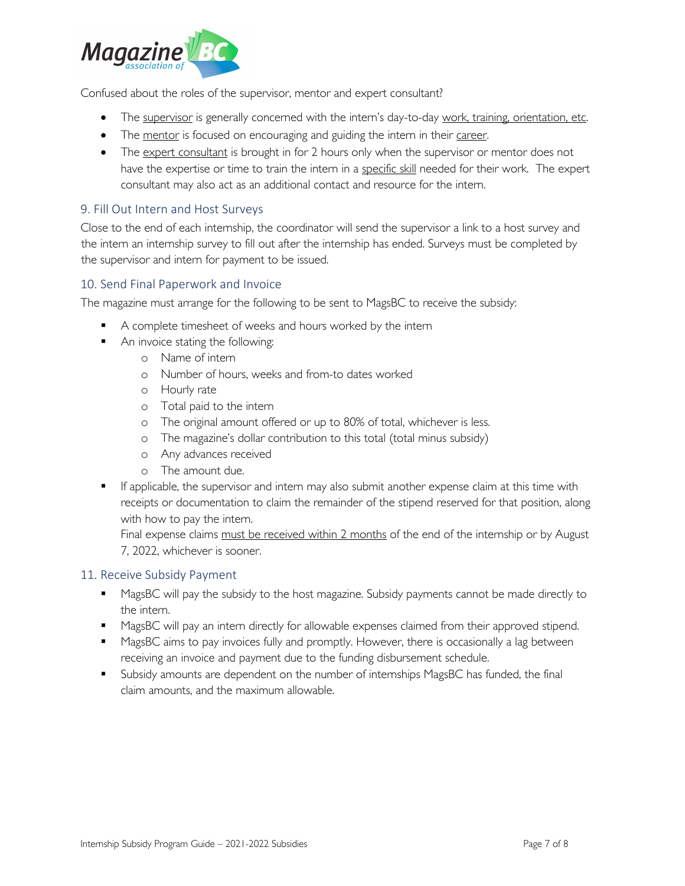Confused about the roles of the supervisor, mentor and expert consultant?

- The supervisor is generally concerned with the intern's day-to-day work, training, orientation, etc.
- The mentor is focused on encouraging and guiding the intern in their career.
- The expert consultant is brought in for 2 hours only when the supervisor or mentor does not have the expertise or time to train the intern in a specific skill needed for their work. The expert consultant may also act as an additional contact and resource for the intern.

## 9. Fill Out Intern and Host Surveys

Close to the end of each internship, the coordinator will send the supervisor a link to a host survey and the intern an internship survey to fill out after the internship has ended. Surveys must be completed by the supervisor and intern for payment to be issued.

## 10. Send Final Paperwork and Invoice

The magazine must arrange for the following to be sent to MagsBC to receive the subsidy:

- A complete timesheet of weeks and hours worked by the intern
- An invoice stating the following:
  - Name of intern
  - Number of hours, weeks and from-to dates worked
  - Hourly rate
  - Total paid to the intern
  - The original amount offered or up to 80% of total, whichever is less.
  - The magazine's dollar contribution to this total (total minus subsidy)
  - Any advances received
  - The amount due.
- If applicable, the supervisor and intern may also submit another expense claim at this time with receipts or documentation to claim the remainder of the stipend reserved for that position, along with how to pay the intern.

  Final expense claims must be received within 2 months of the end of the internship or by August 7, 2022, whichever is sooner.

## 11. Receive Subsidy Payment

- MagsBC will pay the subsidy to the host magazine. Subsidy payments cannot be made directly to the intern.
- MagsBC will pay an intern directly for allowable expenses claimed from their approved stipend.
- MagsBC aims to pay invoices fully and promptly. However, there is occasionally a lag between receiving an invoice and payment due to the funding disbursement schedule.
- Subsidy amounts are dependent on the number of internships MagsBC has funded, the final claim amounts, and the maximum allowable.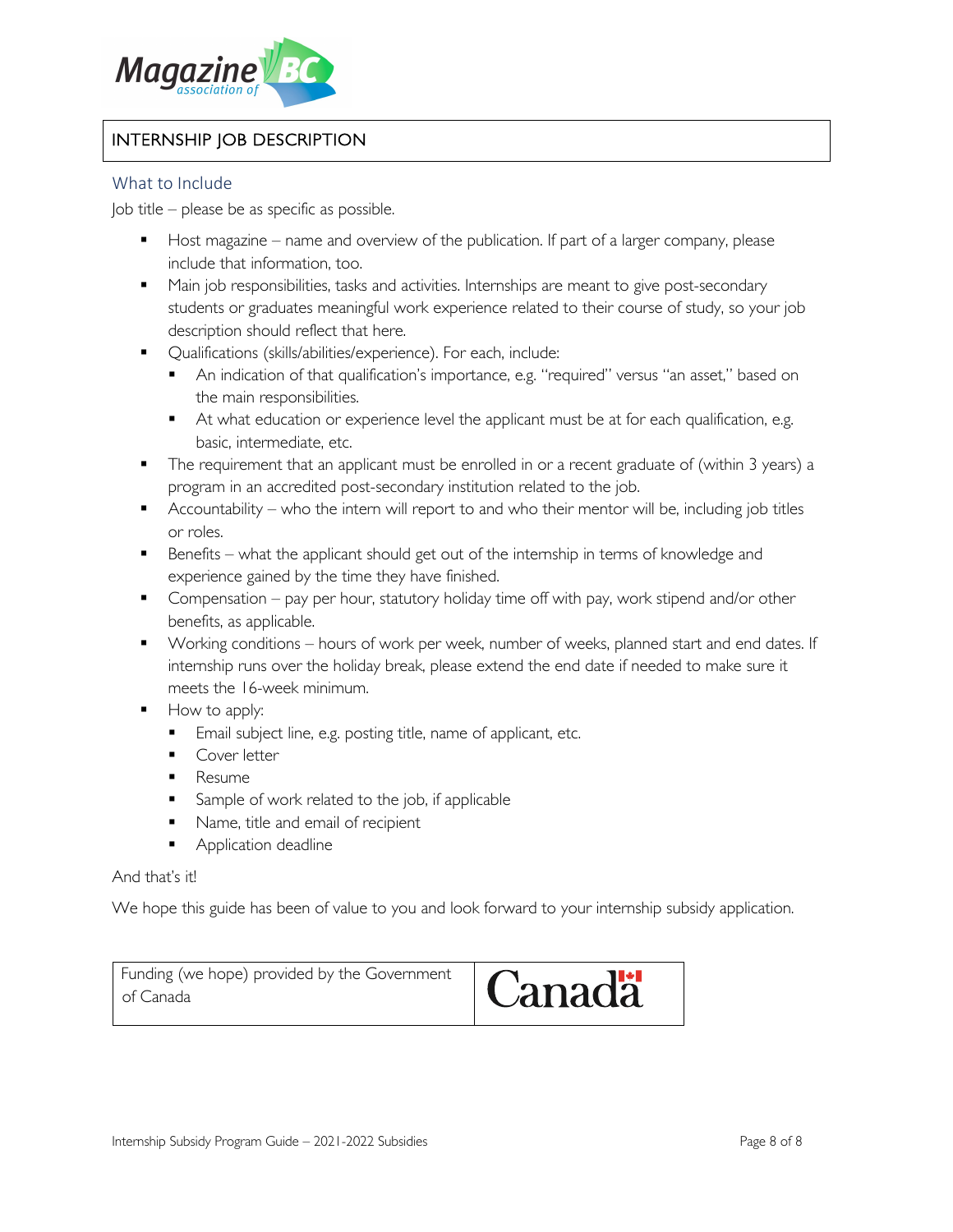# INTERNSHIP JOB DESCRIPTION

## What to Include

Job title – please be as specific as possible.

- Host magazine – name and overview of the publication. If part of a larger company, please include that information, too.
- Main job responsibilities, tasks and activities. Internships are meant to give post-secondary students or graduates meaningful work experience related to their course of study, so your job description should reflect that here.
- Qualifications (skills/abilities/experience). For each, include:
  - An indication of that qualification's importance, e.g. "required" versus "an asset," based on the main responsibilities.
  - At what education or experience level the applicant must be at for each qualification, e.g. basic, intermediate, etc.
- The requirement that an applicant must be enrolled in or a recent graduate of (within 3 years) a program in an accredited post-secondary institution related to the job.
- Accountability – who the intern will report to and who their mentor will be, including job titles or roles.
- Benefits – what the applicant should get out of the internship in terms of knowledge and experience gained by the time they have finished.
- Compensation – pay per hour, statutory holiday time off with pay, work stipend and/or other benefits, as applicable.
- Working conditions – hours of work per week, number of weeks, planned start and end dates. If internship runs over the holiday break, please extend the end date if needed to make sure it meets the 16-week minimum.
- How to apply:
  - Email subject line, e.g. posting title, name of applicant, etc.
  - Cover letter
  - Resume
  - Sample of work related to the job, if applicable
  - Name, title and email of recipient
  - Application deadline

And that's it!

We hope this guide has been of value to you and look forward to your internship subsidy application.

| | |
|---|---|
| Funding (we hope) provided by the Government of Canada | Canada |